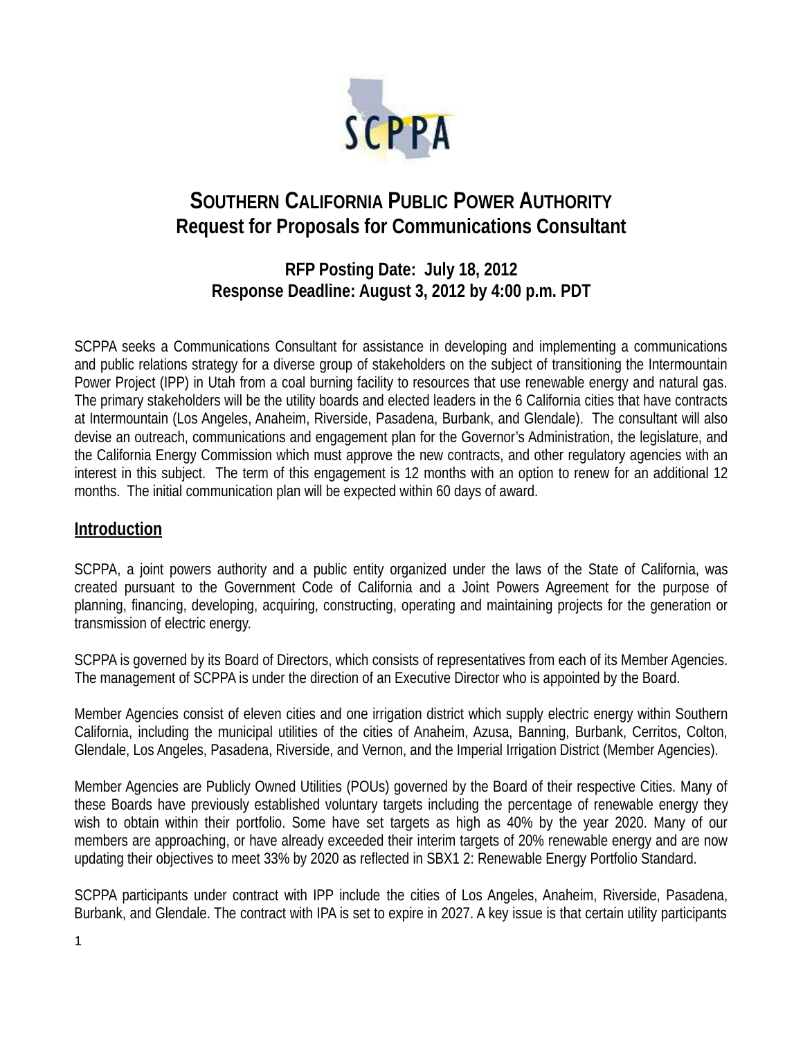# SOUTHERN CALIFORNIA PUBLIC POWER AUTHORITY
# Request for Proposals for Communications Consultant

**RFP Posting Date: July 18, 2012**
**Response Deadline: August 3, 2012 by 4:00 p.m. PDT**

SCPPA seeks a Communications Consultant for assistance in developing and implementing a communications and public relations strategy for a diverse group of stakeholders on the subject of transitioning the Intermountain Power Project (IPP) in Utah from a coal burning facility to resources that use renewable energy and natural gas. The primary stakeholders will be the utility boards and elected leaders in the 6 California cities that have contracts at Intermountain (Los Angeles, Anaheim, Riverside, Pasadena, Burbank, and Glendale). The consultant will also devise an outreach, communications and engagement plan for the Governor's Administration, the legislature, and the California Energy Commission which must approve the new contracts, and other regulatory agencies with an interest in this subject. The term of this engagement is 12 months with an option to renew for an additional 12 months. The initial communication plan will be expected within 60 days of award.

## Introduction

SCPPA, a joint powers authority and a public entity organized under the laws of the State of California, was created pursuant to the Government Code of California and a Joint Powers Agreement for the purpose of planning, financing, developing, acquiring, constructing, operating and maintaining projects for the generation or transmission of electric energy.

SCPPA is governed by its Board of Directors, which consists of representatives from each of its Member Agencies. The management of SCPPA is under the direction of an Executive Director who is appointed by the Board.

Member Agencies consist of eleven cities and one irrigation district which supply electric energy within Southern California, including the municipal utilities of the cities of Anaheim, Azusa, Banning, Burbank, Cerritos, Colton, Glendale, Los Angeles, Pasadena, Riverside, and Vernon, and the Imperial Irrigation District (Member Agencies).

Member Agencies are Publicly Owned Utilities (POUs) governed by the Board of their respective Cities. Many of these Boards have previously established voluntary targets including the percentage of renewable energy they wish to obtain within their portfolio. Some have set targets as high as 40% by the year 2020. Many of our members are approaching, or have already exceeded their interim targets of 20% renewable energy and are now updating their objectives to meet 33% by 2020 as reflected in SBX1 2: Renewable Energy Portfolio Standard.

SCPPA participants under contract with IPP include the cities of Los Angeles, Anaheim, Riverside, Pasadena, Burbank, and Glendale. The contract with IPA is set to expire in 2027. A key issue is that certain utility participants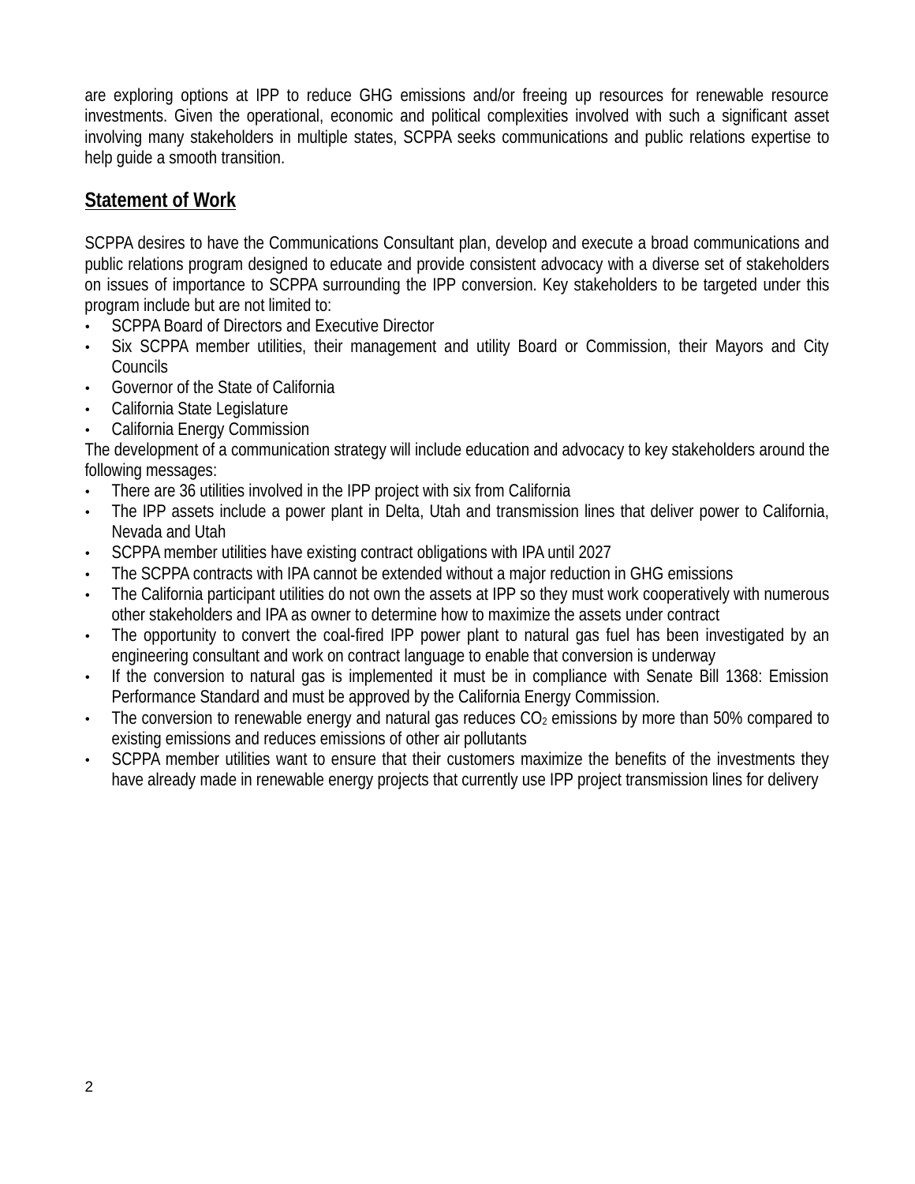are exploring options at IPP to reduce GHG emissions and/or freeing up resources for renewable resource investments. Given the operational, economic and political complexities involved with such a significant asset involving many stakeholders in multiple states, SCPPA seeks communications and public relations expertise to help guide a smooth transition.

## Statement of Work

SCPPA desires to have the Communications Consultant plan, develop and execute a broad communications and public relations program designed to educate and provide consistent advocacy with a diverse set of stakeholders on issues of importance to SCPPA surrounding the IPP conversion. Key stakeholders to be targeted under this program include but are not limited to:

- SCPPA Board of Directors and Executive Director
- Six SCPPA member utilities, their management and utility Board or Commission, their Mayors and City Councils
- Governor of the State of California
- California State Legislature
- California Energy Commission

The development of a communication strategy will include education and advocacy to key stakeholders around the following messages:

- There are 36 utilities involved in the IPP project with six from California
- The IPP assets include a power plant in Delta, Utah and transmission lines that deliver power to California, Nevada and Utah
- SCPPA member utilities have existing contract obligations with IPA until 2027
- The SCPPA contracts with IPA cannot be extended without a major reduction in GHG emissions
- The California participant utilities do not own the assets at IPP so they must work cooperatively with numerous other stakeholders and IPA as owner to determine how to maximize the assets under contract
- The opportunity to convert the coal-fired IPP power plant to natural gas fuel has been investigated by an engineering consultant and work on contract language to enable that conversion is underway
- If the conversion to natural gas is implemented it must be in compliance with Senate Bill 1368: Emission Performance Standard and must be approved by the California Energy Commission.
- The conversion to renewable energy and natural gas reduces $CO_2$ emissions by more than 50% compared to existing emissions and reduces emissions of other air pollutants
- SCPPA member utilities want to ensure that their customers maximize the benefits of the investments they have already made in renewable energy projects that currently use IPP project transmission lines for delivery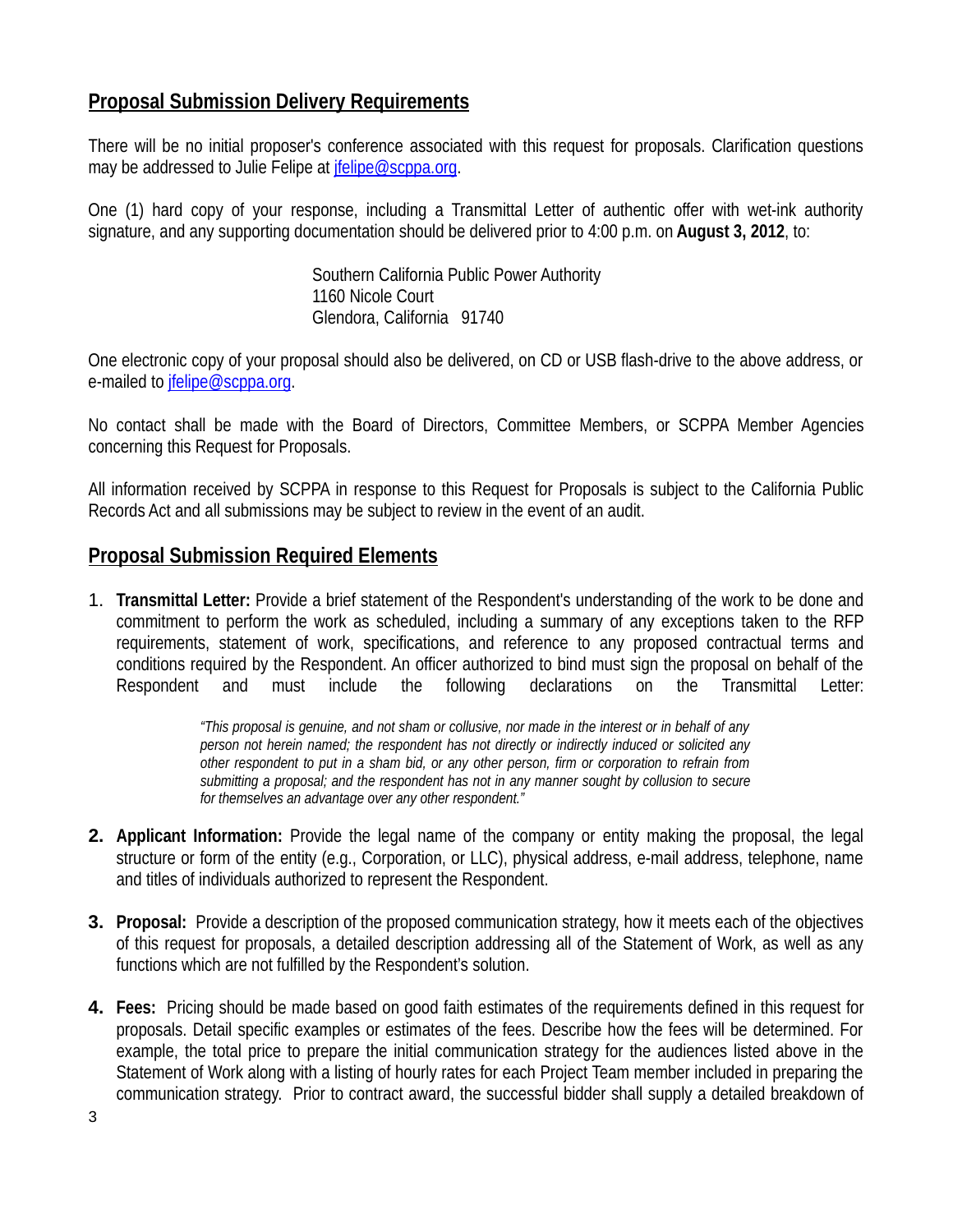## Proposal Submission Delivery Requirements

There will be no initial proposer's conference associated with this request for proposals. Clarification questions may be addressed to Julie Felipe at jfelipe@scppa.org.

One (1) hard copy of your response, including a Transmittal Letter of authentic offer with wet-ink authority signature, and any supporting documentation should be delivered prior to 4:00 p.m. on **August 3, 2012**, to:

Southern California Public Power Authority
1160 Nicole Court
Glendora, California 91740

One electronic copy of your proposal should also be delivered, on CD or USB flash-drive to the above address, or e-mailed to jfelipe@scppa.org.

No contact shall be made with the Board of Directors, Committee Members, or SCPPA Member Agencies concerning this Request for Proposals.

All information received by SCPPA in response to this Request for Proposals is subject to the California Public Records Act and all submissions may be subject to review in the event of an audit.

## Proposal Submission Required Elements

1. **Transmittal Letter:** Provide a brief statement of the Respondent's understanding of the work to be done and commitment to perform the work as scheduled, including a summary of any exceptions taken to the RFP requirements, statement of work, specifications, and reference to any proposed contractual terms and conditions required by the Respondent. An officer authorized to bind must sign the proposal on behalf of the Respondent and must include the following declarations on the Transmittal Letter:

   > *"This proposal is genuine, and not sham or collusive, nor made in the interest or in behalf of any person not herein named; the respondent has not directly or indirectly induced or solicited any other respondent to put in a sham bid, or any other person, firm or corporation to refrain from submitting a proposal; and the respondent has not in any manner sought by collusion to secure for themselves an advantage over any other respondent."*

2. **Applicant Information:** Provide the legal name of the company or entity making the proposal, the legal structure or form of the entity (e.g., Corporation, or LLC), physical address, e-mail address, telephone, name and titles of individuals authorized to represent the Respondent.

3. **Proposal:** Provide a description of the proposed communication strategy, how it meets each of the objectives of this request for proposals, a detailed description addressing all of the Statement of Work, as well as any functions which are not fulfilled by the Respondent's solution.

4. **Fees:** Pricing should be made based on good faith estimates of the requirements defined in this request for proposals. Detail specific examples or estimates of the fees. Describe how the fees will be determined. For example, the total price to prepare the initial communication strategy for the audiences listed above in the Statement of Work along with a listing of hourly rates for each Project Team member included in preparing the communication strategy. Prior to contract award, the successful bidder shall supply a detailed breakdown of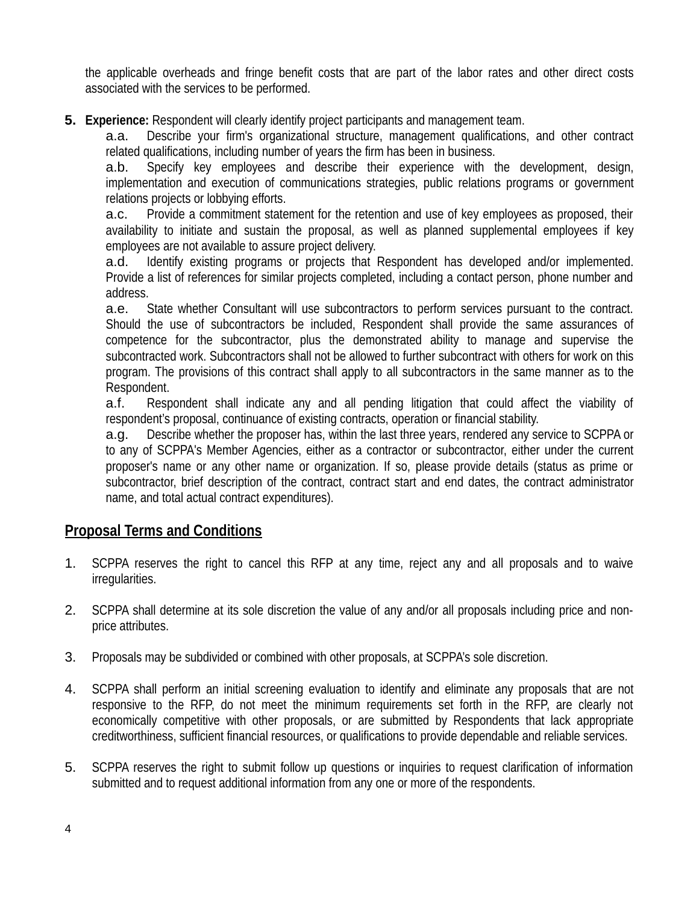the applicable overheads and fringe benefit costs that are part of the labor rates and other direct costs associated with the services to be performed.

5. **Experience:** Respondent will clearly identify project participants and management team.

   a.a. Describe your firm's organizational structure, management qualifications, and other contract related qualifications, including number of years the firm has been in business.

   a.b. Specify key employees and describe their experience with the development, design, implementation and execution of communications strategies, public relations programs or government relations projects or lobbying efforts.

   a.c. Provide a commitment statement for the retention and use of key employees as proposed, their availability to initiate and sustain the proposal, as well as planned supplemental employees if key employees are not available to assure project delivery.

   a.d. Identify existing programs or projects that Respondent has developed and/or implemented. Provide a list of references for similar projects completed, including a contact person, phone number and address.

   a.e. State whether Consultant will use subcontractors to perform services pursuant to the contract. Should the use of subcontractors be included, Respondent shall provide the same assurances of competence for the subcontractor, plus the demonstrated ability to manage and supervise the subcontracted work. Subcontractors shall not be allowed to further subcontract with others for work on this program. The provisions of this contract shall apply to all subcontractors in the same manner as to the Respondent.

   a.f. Respondent shall indicate any and all pending litigation that could affect the viability of respondent's proposal, continuance of existing contracts, operation or financial stability.

   a.g. Describe whether the proposer has, within the last three years, rendered any service to SCPPA or to any of SCPPA's Member Agencies, either as a contractor or subcontractor, either under the current proposer's name or any other name or organization. If so, please provide details (status as prime or subcontractor, brief description of the contract, contract start and end dates, the contract administrator name, and total actual contract expenditures).

## Proposal Terms and Conditions

1. SCPPA reserves the right to cancel this RFP at any time, reject any and all proposals and to waive irregularities.

2. SCPPA shall determine at its sole discretion the value of any and/or all proposals including price and non-price attributes.

3. Proposals may be subdivided or combined with other proposals, at SCPPA's sole discretion.

4. SCPPA shall perform an initial screening evaluation to identify and eliminate any proposals that are not responsive to the RFP, do not meet the minimum requirements set forth in the RFP, are clearly not economically competitive with other proposals, or are submitted by Respondents that lack appropriate creditworthiness, sufficient financial resources, or qualifications to provide dependable and reliable services.

5. SCPPA reserves the right to submit follow up questions or inquiries to request clarification of information submitted and to request additional information from any one or more of the respondents.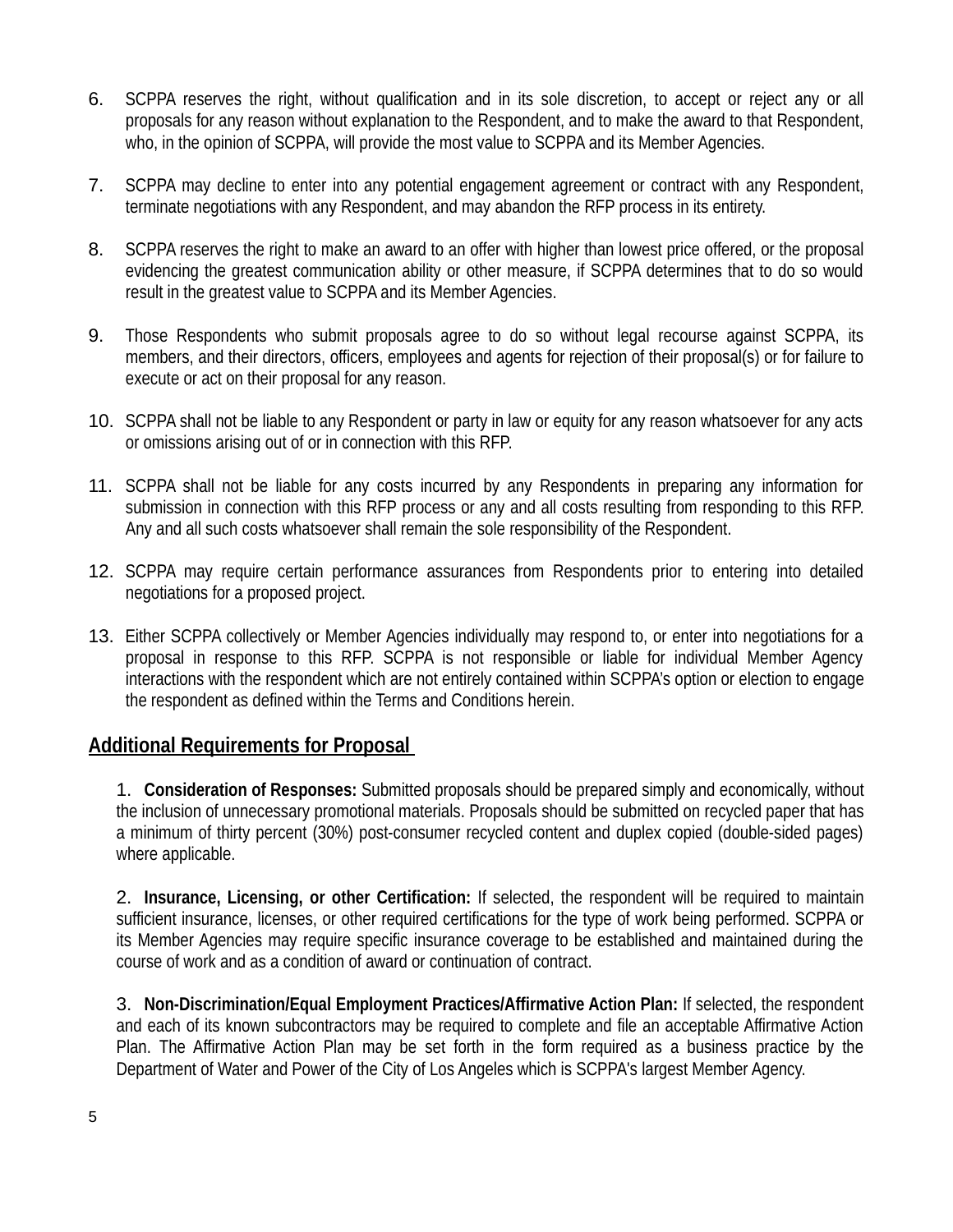6. SCPPA reserves the right, without qualification and in its sole discretion, to accept or reject any or all proposals for any reason without explanation to the Respondent, and to make the award to that Respondent, who, in the opinion of SCPPA, will provide the most value to SCPPA and its Member Agencies.

7. SCPPA may decline to enter into any potential engagement agreement or contract with any Respondent, terminate negotiations with any Respondent, and may abandon the RFP process in its entirety.

8. SCPPA reserves the right to make an award to an offer with higher than lowest price offered, or the proposal evidencing the greatest communication ability or other measure, if SCPPA determines that to do so would result in the greatest value to SCPPA and its Member Agencies.

9. Those Respondents who submit proposals agree to do so without legal recourse against SCPPA, its members, and their directors, officers, employees and agents for rejection of their proposal(s) or for failure to execute or act on their proposal for any reason.

10. SCPPA shall not be liable to any Respondent or party in law or equity for any reason whatsoever for any acts or omissions arising out of or in connection with this RFP.

11. SCPPA shall not be liable for any costs incurred by any Respondents in preparing any information for submission in connection with this RFP process or any and all costs resulting from responding to this RFP. Any and all such costs whatsoever shall remain the sole responsibility of the Respondent.

12. SCPPA may require certain performance assurances from Respondents prior to entering into detailed negotiations for a proposed project.

13. Either SCPPA collectively or Member Agencies individually may respond to, or enter into negotiations for a proposal in response to this RFP. SCPPA is not responsible or liable for individual Member Agency interactions with the respondent which are not entirely contained within SCPPA's option or election to engage the respondent as defined within the Terms and Conditions herein.

## Additional Requirements for Proposal

1. **Consideration of Responses:** Submitted proposals should be prepared simply and economically, without the inclusion of unnecessary promotional materials. Proposals should be submitted on recycled paper that has a minimum of thirty percent (30%) post-consumer recycled content and duplex copied (double-sided pages) where applicable.

2. **Insurance, Licensing, or other Certification:** If selected, the respondent will be required to maintain sufficient insurance, licenses, or other required certifications for the type of work being performed. SCPPA or its Member Agencies may require specific insurance coverage to be established and maintained during the course of work and as a condition of award or continuation of contract.

3. **Non-Discrimination/Equal Employment Practices/Affirmative Action Plan:** If selected, the respondent and each of its known subcontractors may be required to complete and file an acceptable Affirmative Action Plan. The Affirmative Action Plan may be set forth in the form required as a business practice by the Department of Water and Power of the City of Los Angeles which is SCPPA's largest Member Agency.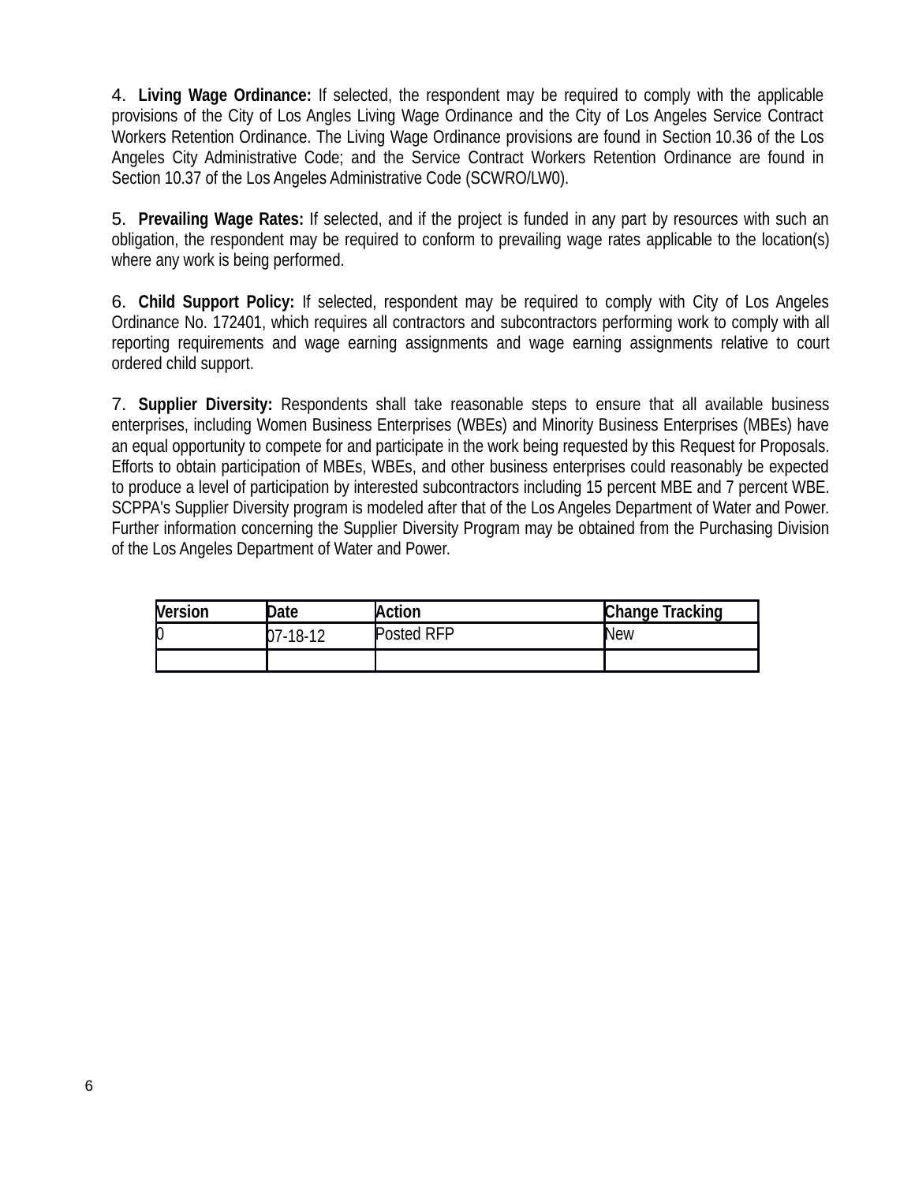4. **Living Wage Ordinance:** If selected, the respondent may be required to comply with the applicable provisions of the City of Los Angles Living Wage Ordinance and the City of Los Angeles Service Contract Workers Retention Ordinance. The Living Wage Ordinance provisions are found in Section 10.36 of the Los Angeles City Administrative Code; and the Service Contract Workers Retention Ordinance are found in Section 10.37 of the Los Angeles Administrative Code (SCWRO/LW0).

5. **Prevailing Wage Rates:** If selected, and if the project is funded in any part by resources with such an obligation, the respondent may be required to conform to prevailing wage rates applicable to the location(s) where any work is being performed.

6. **Child Support Policy:** If selected, respondent may be required to comply with City of Los Angeles Ordinance No. 172401, which requires all contractors and subcontractors performing work to comply with all reporting requirements and wage earning assignments and wage earning assignments relative to court ordered child support.

7. **Supplier Diversity:** Respondents shall take reasonable steps to ensure that all available business enterprises, including Women Business Enterprises (WBEs) and Minority Business Enterprises (MBEs) have an equal opportunity to compete for and participate in the work being requested by this Request for Proposals. Efforts to obtain participation of MBEs, WBEs, and other business enterprises could reasonably be expected to produce a level of participation by interested subcontractors including 15 percent MBE and 7 percent WBE. SCPPA's Supplier Diversity program is modeled after that of the Los Angeles Department of Water and Power. Further information concerning the Supplier Diversity Program may be obtained from the Purchasing Division of the Los Angeles Department of Water and Power.

| Version | Date | Action | Change Tracking |
|---|---|---|---|
| 0 | 07-18-12 | Posted RFP | New |
| | | | |